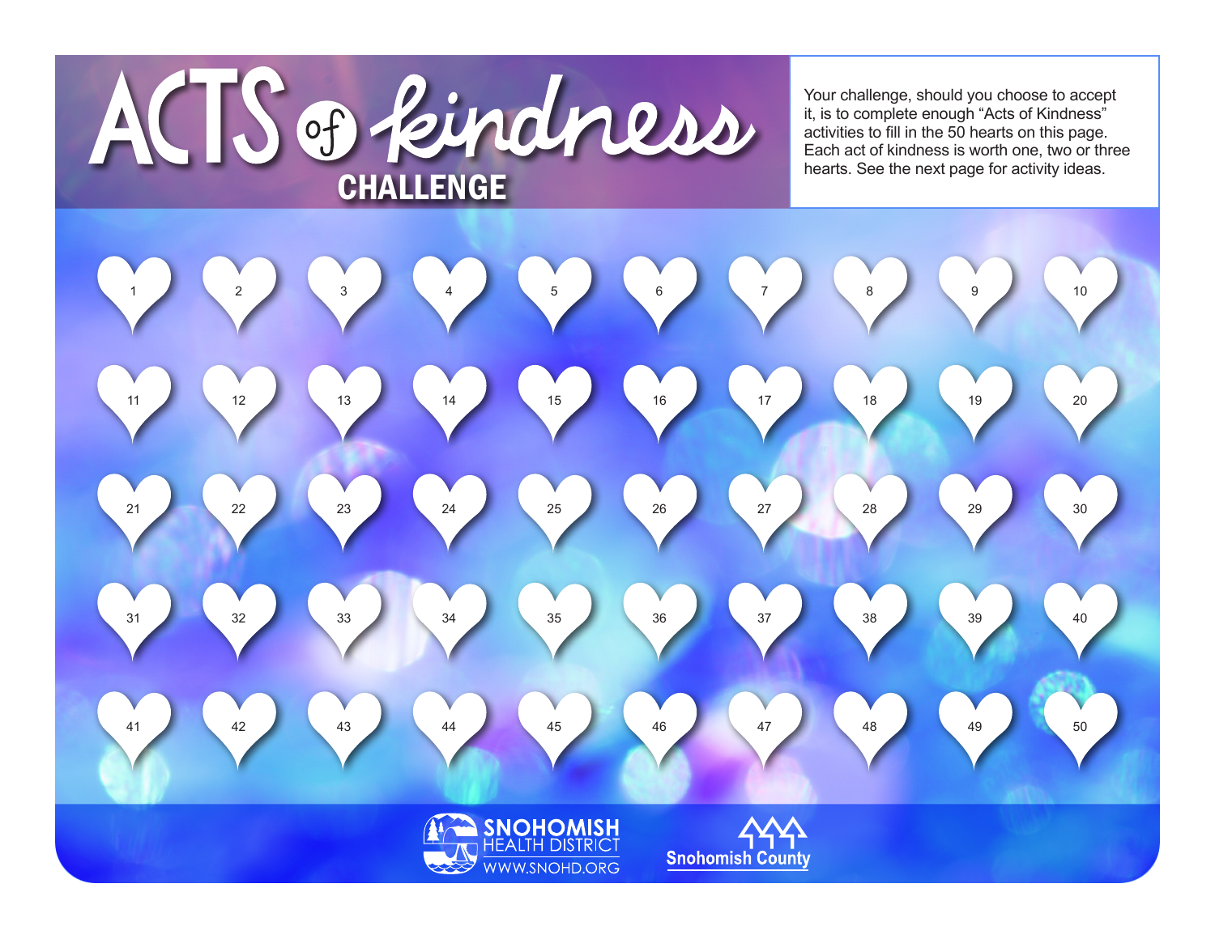# ACTS of kindness CHALLENGE

Your challenge, should you choose to accept it, is to complete enough "Acts of Kindness" activities to fill in the 50 hearts on this page. Each act of kindness is worth one, two or three hearts. See the next page for activity ideas.

| | | | | | | | | | |
|---|---|---|---|---|---|---|---|---|---|
| 1 | 2 | 3 | 4 | 5 | 6 | 7 | 8 | 9 | 10 |
| 11 | 12 | 13 | 14 | 15 | 16 | 17 | 18 | 19 | 20 |
| 21 | 22 | 23 | 24 | 25 | 26 | 27 | 28 | 29 | 30 |
| 31 | 32 | 33 | 34 | 35 | 36 | 37 | 38 | 39 | 40 |
| 41 | 42 | 43 | 44 | 45 | 46 | 47 | 48 | 49 | 50 |

SNOHOMISH HEALTH DISTRICT
WWW.SNOHD.ORG

Snohomish County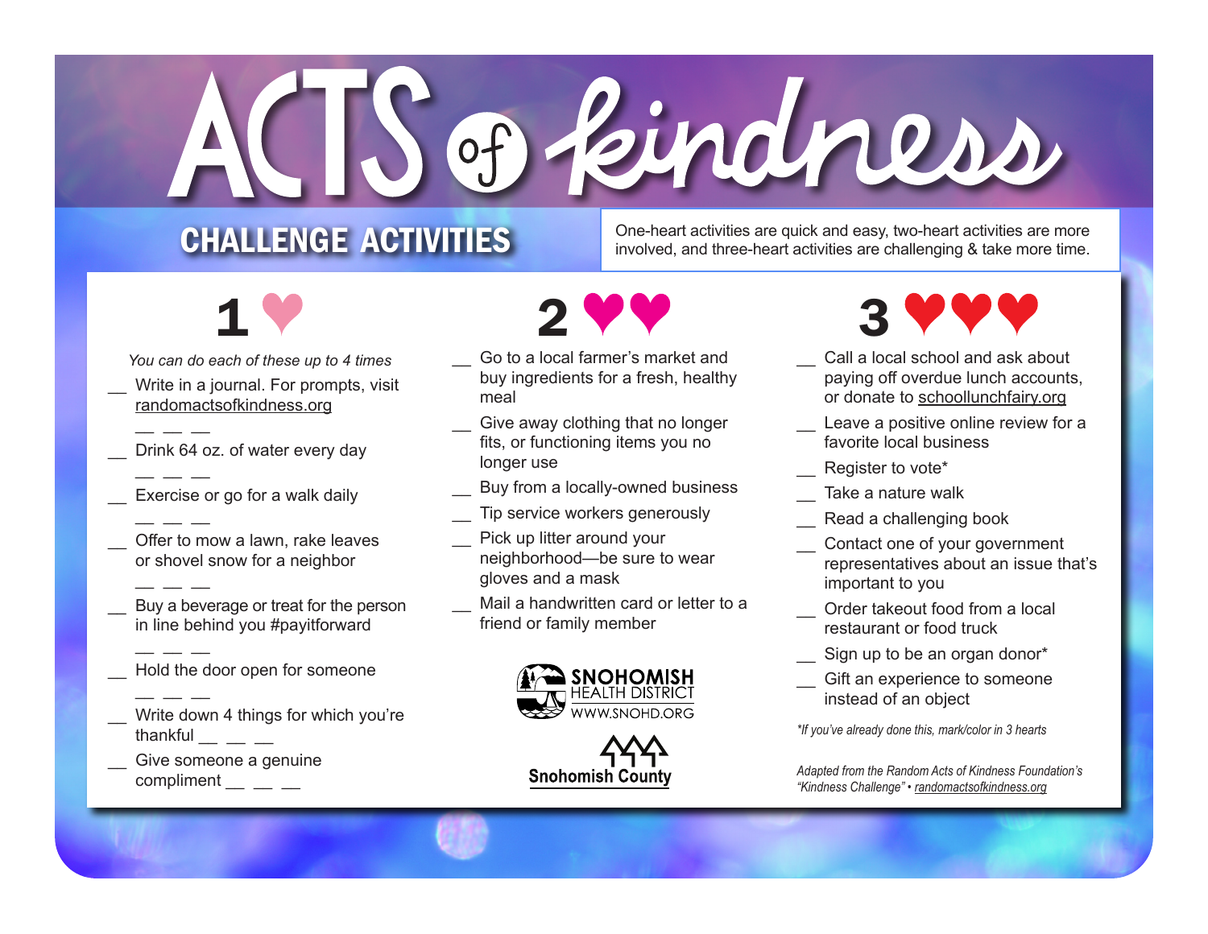# ACTS of kindness

## CHALLENGE ACTIVITIES

One-heart activities are quick and easy, two-heart activities are more involved, and three-heart activities are challenging & take more time.

### 1 ♥

*You can do each of these up to 4 times*

- __ Write in a journal. For prompts, visit randomactsofkindness.org __ __ __
- __ Drink 64 oz. of water every day __ __ __
- __ Exercise or go for a walk daily __ __ __
- __ Offer to mow a lawn, rake leaves or shovel snow for a neighbor __ __ __
- __ Buy a beverage or treat for the person in line behind you #payitforward __ __ __
- __ Hold the door open for someone __ __ __
- __ Write down 4 things for which you're thankful __ __ __
- __ Give someone a genuine compliment __ __ __

### 2 ♥♥

- __ Go to a local farmer's market and buy ingredients for a fresh, healthy meal
- __ Give away clothing that no longer fits, or functioning items you no longer use
- __ Buy from a locally-owned business
- __ Tip service workers generously
- __ Pick up litter around your neighborhood—be sure to wear gloves and a mask
- __ Mail a handwritten card or letter to a friend or family member

SNOHOMISH HEALTH DISTRICT
WWW.SNOHD.ORG

Snohomish County

### 3 ♥♥♥

- __ Call a local school and ask about paying off overdue lunch accounts, or donate to schoollunchfairy.org
- __ Leave a positive online review for a favorite local business
- __ Register to vote*
- __ Take a nature walk
- __ Read a challenging book
- __ Contact one of your government representatives about an issue that's important to you
- __ Order takeout food from a local restaurant or food truck
- __ Sign up to be an organ donor*
- __ Gift an experience to someone instead of an object

*\*If you've already done this, mark/color in 3 hearts*

*Adapted from the Random Acts of Kindness Foundation's "Kindness Challenge" • randomactsofkindness.org*